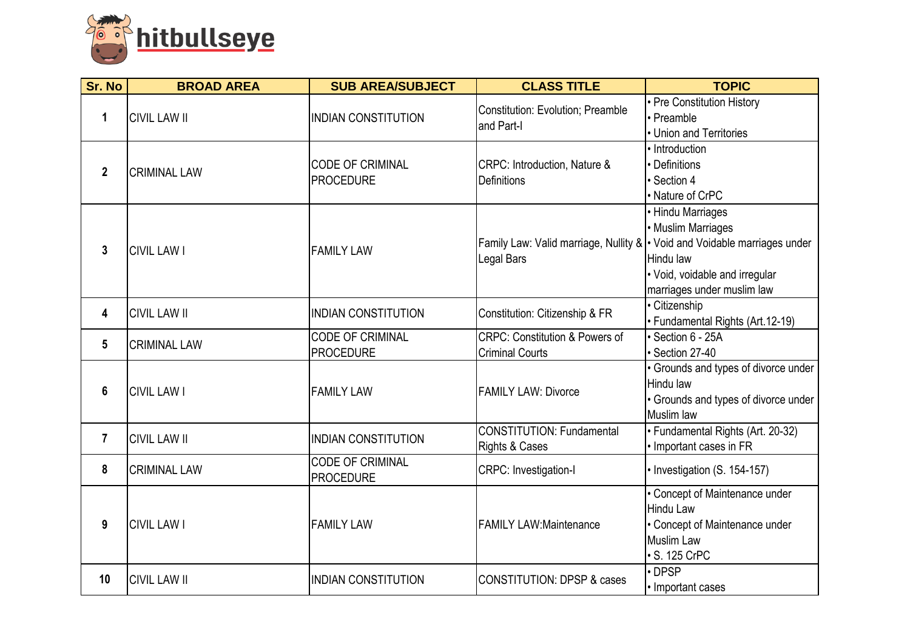hitbullseye

| Sr. No | BROAD AREA | SUB AREA/SUBJECT | CLASS TITLE | TOPIC |
|---|---|---|---|---|
| 1 | CIVIL LAW II | INDIAN CONSTITUTION | Constitution: Evolution; Preamble and Part-I | • Pre Constitution History<br>• Preamble<br>• Union and Territories |
| 2 | CRIMINAL LAW | CODE OF CRIMINAL PROCEDURE | CRPC: Introduction, Nature & Definitions | • Introduction<br>• Definitions<br>• Section 4<br>• Nature of CrPC |
| 3 | CIVIL LAW I | FAMILY LAW | Family Law: Valid marriage, Nullity & Legal Bars | • Hindu Marriages<br>• Muslim Marriages<br>• Void and Voidable marriages under Hindu law<br>• Void, voidable and irregular marriages under muslim law |
| 4 | CIVIL LAW II | INDIAN CONSTITUTION | Constitution: Citizenship & FR | • Citizenship<br>• Fundamental Rights (Art.12-19) |
| 5 | CRIMINAL LAW | CODE OF CRIMINAL PROCEDURE | CRPC: Constitution & Powers of Criminal Courts | • Section 6 - 25A<br>• Section 27-40 |
| 6 | CIVIL LAW I | FAMILY LAW | FAMILY LAW: Divorce | • Grounds and types of divorce under Hindu law<br>• Grounds and types of divorce under Muslim law |
| 7 | CIVIL LAW II | INDIAN CONSTITUTION | CONSTITUTION: Fundamental Rights & Cases | • Fundamental Rights (Art. 20-32)<br>• Important cases in FR |
| 8 | CRIMINAL LAW | CODE OF CRIMINAL PROCEDURE | CRPC: Investigation-I | • Investigation (S. 154-157) |
| 9 | CIVIL LAW I | FAMILY LAW | FAMILY LAW:Maintenance | • Concept of Maintenance under Hindu Law<br>• Concept of Maintenance under Muslim Law<br>• S. 125 CrPC |
| 10 | CIVIL LAW II | INDIAN CONSTITUTION | CONSTITUTION: DPSP & cases | • DPSP<br>• Important cases |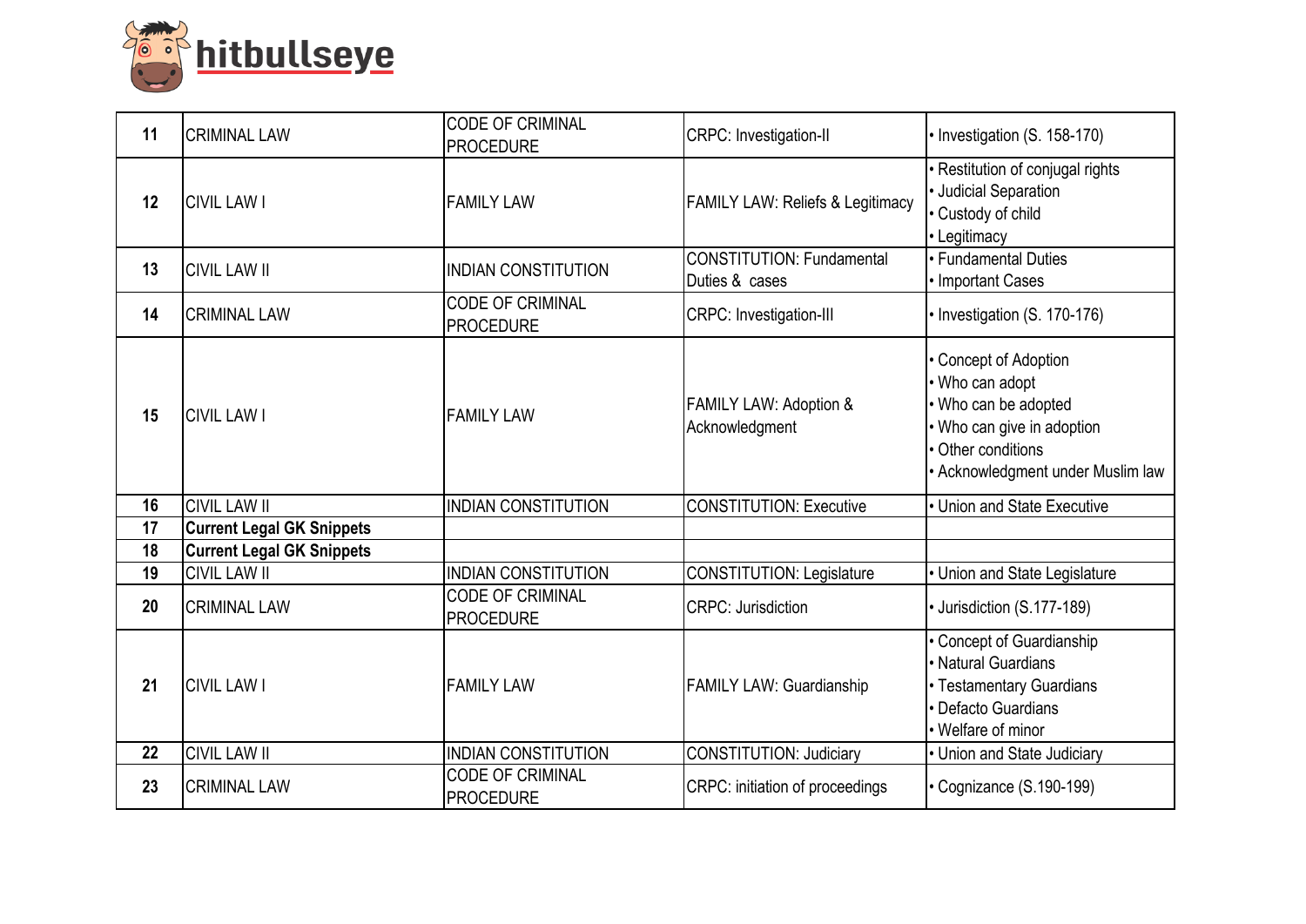| 11 | CRIMINAL LAW | CODE OF CRIMINAL PROCEDURE | CRPC: Investigation-II | • Investigation (S. 158-170) |
|---|---|---|---|---|
| 12 | CIVIL LAW I | FAMILY LAW | FAMILY LAW: Reliefs & Legitimacy | • Restitution of conjugal rights<br>• Judicial Separation<br>• Custody of child<br>• Legitimacy |
| 13 | CIVIL LAW II | INDIAN CONSTITUTION | CONSTITUTION: Fundamental Duties & cases | • Fundamental Duties<br>• Important Cases |
| 14 | CRIMINAL LAW | CODE OF CRIMINAL PROCEDURE | CRPC: Investigation-III | • Investigation (S. 170-176) |
| 15 | CIVIL LAW I | FAMILY LAW | FAMILY LAW: Adoption & Acknowledgment | • Concept of Adoption<br>• Who can adopt<br>• Who can be adopted<br>• Who can give in adoption<br>• Other conditions<br>• Acknowledgment under Muslim law |
| 16 | CIVIL LAW II | INDIAN CONSTITUTION | CONSTITUTION: Executive | • Union and State Executive |
| 17 | **Current Legal GK Snippets** | | | |
| 18 | **Current Legal GK Snippets** | | | |
| 19 | CIVIL LAW II | INDIAN CONSTITUTION | CONSTITUTION: Legislature | • Union and State Legislature |
| 20 | CRIMINAL LAW | CODE OF CRIMINAL PROCEDURE | CRPC: Jurisdiction | • Jurisdiction (S.177-189) |
| 21 | CIVIL LAW I | FAMILY LAW | FAMILY LAW: Guardianship | • Concept of Guardianship<br>• Natural Guardians<br>• Testamentary Guardians<br>• Defacto Guardians<br>• Welfare of minor |
| 22 | CIVIL LAW II | INDIAN CONSTITUTION | CONSTITUTION: Judiciary | • Union and State Judiciary |
| 23 | CRIMINAL LAW | CODE OF CRIMINAL PROCEDURE | CRPC: initiation of proceedings | • Cognizance (S.190-199) |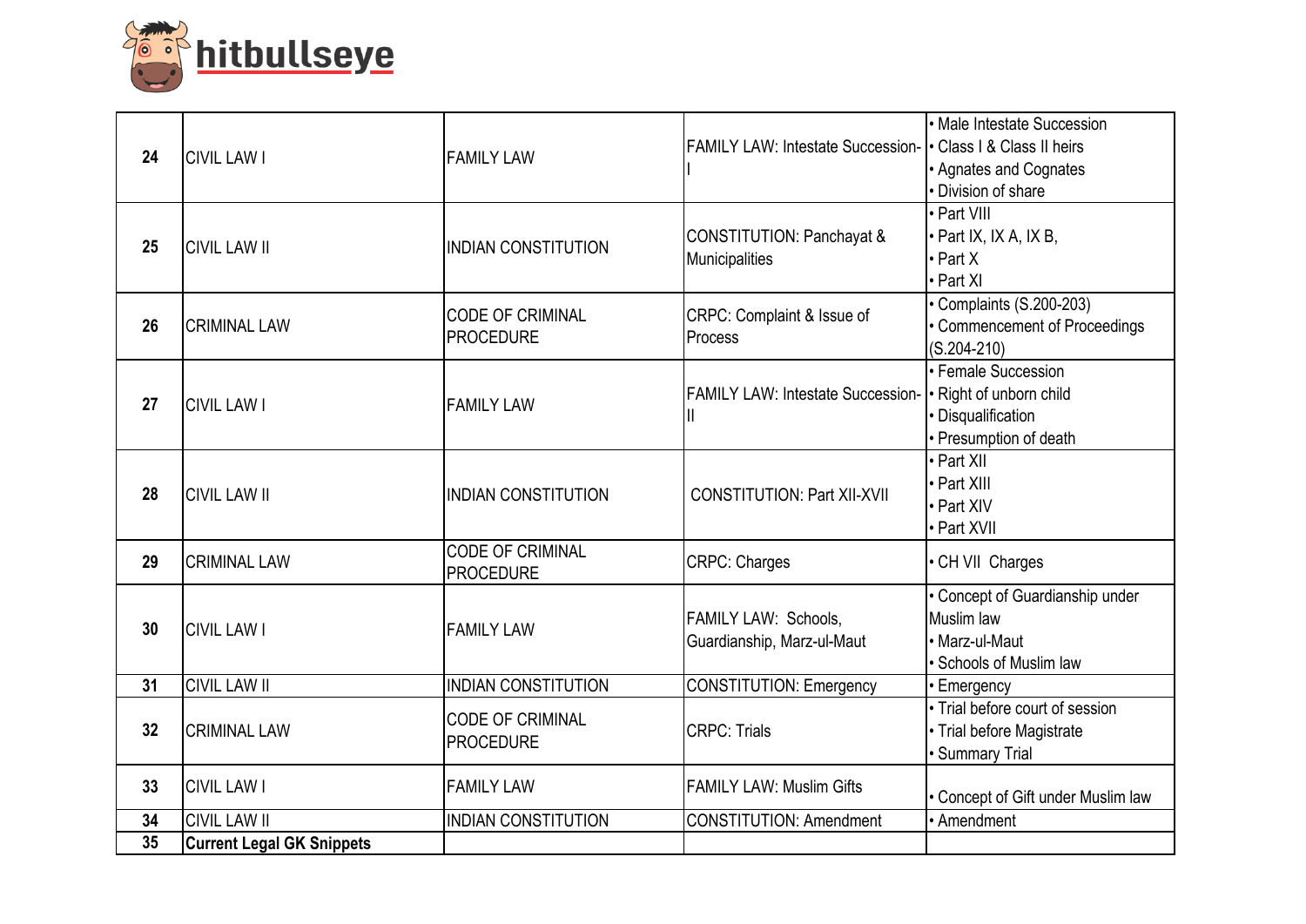| 24 | CIVIL LAW I | FAMILY LAW | FAMILY LAW: Intestate Succession-I | • Male Intestate Succession<br>• Class I & Class II heirs<br>• Agnates and Cognates<br>• Division of share |
|---|---|---|---|---|
| 25 | CIVIL LAW II | INDIAN CONSTITUTION | CONSTITUTION: Panchayat & Municipalities | • Part VIII<br>• Part IX, IX A, IX B,<br>• Part X<br>• Part XI |
| 26 | CRIMINAL LAW | CODE OF CRIMINAL PROCEDURE | CRPC: Complaint & Issue of Process | • Complaints (S.200-203)<br>• Commencement of Proceedings (S.204-210) |
| 27 | CIVIL LAW I | FAMILY LAW | FAMILY LAW: Intestate Succession-II | • Female Succession<br>• Right of unborn child<br>• Disqualification<br>• Presumption of death |
| 28 | CIVIL LAW II | INDIAN CONSTITUTION | CONSTITUTION: Part XII-XVII | • Part XII<br>• Part XIII<br>• Part XIV<br>• Part XVII |
| 29 | CRIMINAL LAW | CODE OF CRIMINAL PROCEDURE | CRPC: Charges | • CH VII Charges |
| 30 | CIVIL LAW I | FAMILY LAW | FAMILY LAW: Schools, Guardianship, Marz-ul-Maut | • Concept of Guardianship under Muslim law<br>• Marz-ul-Maut<br>• Schools of Muslim law |
| 31 | CIVIL LAW II | INDIAN CONSTITUTION | CONSTITUTION: Emergency | • Emergency |
| 32 | CRIMINAL LAW | CODE OF CRIMINAL PROCEDURE | CRPC: Trials | • Trial before court of session<br>• Trial before Magistrate<br>• Summary Trial |
| 33 | CIVIL LAW I | FAMILY LAW | FAMILY LAW: Muslim Gifts | • Concept of Gift under Muslim law |
| 34 | CIVIL LAW II | INDIAN CONSTITUTION | CONSTITUTION: Amendment | • Amendment |
| 35 | **Current Legal GK Snippets** | | | |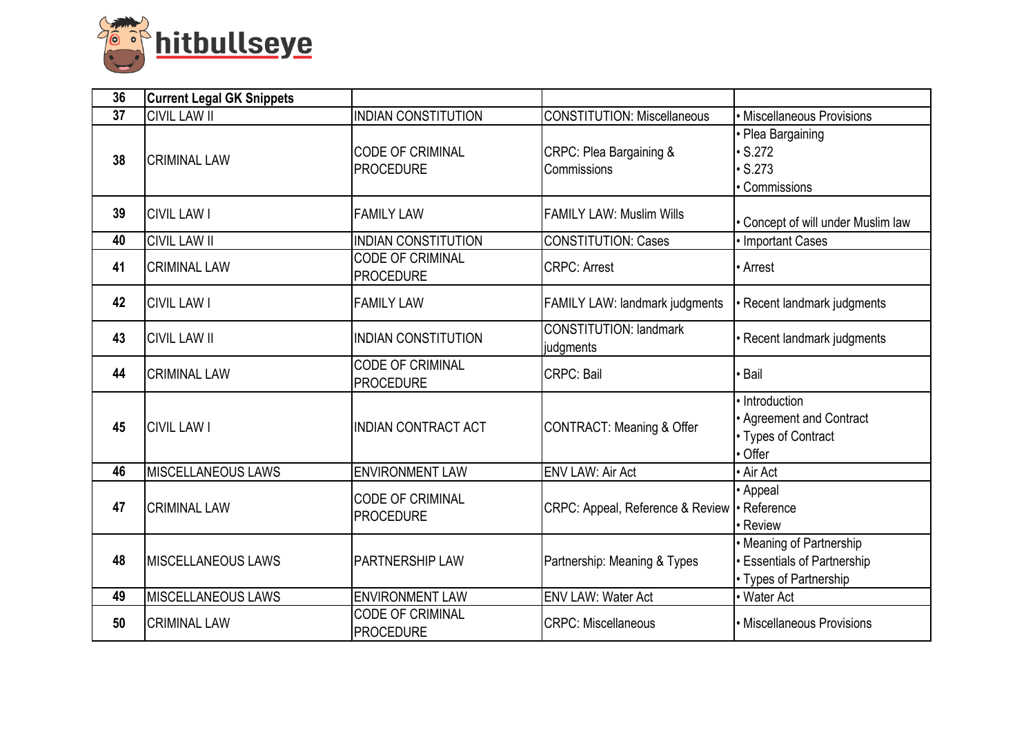| 36 | **Current Legal GK Snippets** | | | |
|---|---|---|---|---|
| 37 | CIVIL LAW II | INDIAN CONSTITUTION | CONSTITUTION: Miscellaneous | • Miscellaneous Provisions |
| 38 | CRIMINAL LAW | CODE OF CRIMINAL PROCEDURE | CRPC: Plea Bargaining & Commissions | • Plea Bargaining<br>• S.272<br>• S.273<br>• Commissions |
| 39 | CIVIL LAW I | FAMILY LAW | FAMILY LAW: Muslim Wills | • Concept of will under Muslim law |
| 40 | CIVIL LAW II | INDIAN CONSTITUTION | CONSTITUTION: Cases | • Important Cases |
| 41 | CRIMINAL LAW | CODE OF CRIMINAL PROCEDURE | CRPC: Arrest | • Arrest |
| 42 | CIVIL LAW I | FAMILY LAW | FAMILY LAW: landmark judgments | • Recent landmark judgments |
| 43 | CIVIL LAW II | INDIAN CONSTITUTION | CONSTITUTION: landmark judgments | • Recent landmark judgments |
| 44 | CRIMINAL LAW | CODE OF CRIMINAL PROCEDURE | CRPC: Bail | • Bail |
| 45 | CIVIL LAW I | INDIAN CONTRACT ACT | CONTRACT: Meaning & Offer | • Introduction<br>• Agreement and Contract<br>• Types of Contract<br>• Offer |
| 46 | MISCELLANEOUS LAWS | ENVIRONMENT LAW | ENV LAW: Air Act | • Air Act |
| 47 | CRIMINAL LAW | CODE OF CRIMINAL PROCEDURE | CRPC: Appeal, Reference & Review | • Appeal<br>• Reference<br>• Review |
| 48 | MISCELLANEOUS LAWS | PARTNERSHIP LAW | Partnership: Meaning & Types | • Meaning of Partnership<br>• Essentials of Partnership<br>• Types of Partnership |
| 49 | MISCELLANEOUS LAWS | ENVIRONMENT LAW | ENV LAW: Water Act | • Water Act |
| 50 | CRIMINAL LAW | CODE OF CRIMINAL PROCEDURE | CRPC: Miscellaneous | • Miscellaneous Provisions |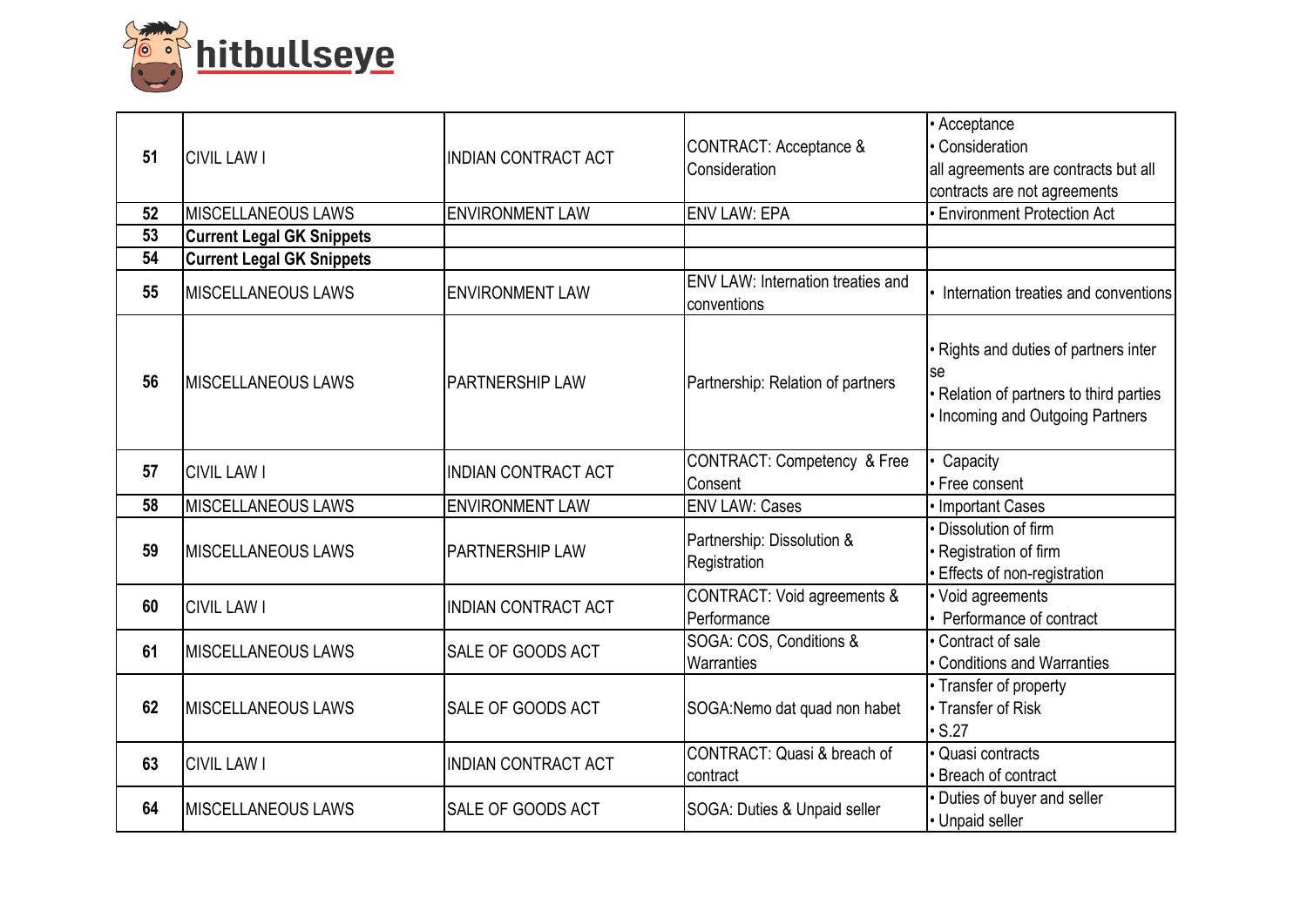| 51 | CIVIL LAW I | INDIAN CONTRACT ACT | CONTRACT: Acceptance & Consideration | • Acceptance<br>• Consideration<br>all agreements are contracts but all contracts are not agreements |
|---|---|---|---|---|
| 52 | MISCELLANEOUS LAWS | ENVIRONMENT LAW | ENV LAW: EPA | • Environment Protection Act |
| 53 | **Current Legal GK Snippets** | | | |
| 54 | **Current Legal GK Snippets** | | | |
| 55 | MISCELLANEOUS LAWS | ENVIRONMENT LAW | ENV LAW: Internation treaties and conventions | • Internation treaties and conventions |
| 56 | MISCELLANEOUS LAWS | PARTNERSHIP LAW | Partnership: Relation of partners | • Rights and duties of partners inter se<br>• Relation of partners to third parties<br>• Incoming and Outgoing Partners |
| 57 | CIVIL LAW I | INDIAN CONTRACT ACT | CONTRACT: Competency & Free Consent | • Capacity<br>• Free consent |
| 58 | MISCELLANEOUS LAWS | ENVIRONMENT LAW | ENV LAW: Cases | • Important Cases |
| 59 | MISCELLANEOUS LAWS | PARTNERSHIP LAW | Partnership: Dissolution & Registration | • Dissolution of firm<br>• Registration of firm<br>• Effects of non-registration |
| 60 | CIVIL LAW I | INDIAN CONTRACT ACT | CONTRACT: Void agreements & Performance | • Void agreements<br>• Performance of contract |
| 61 | MISCELLANEOUS LAWS | SALE OF GOODS ACT | SOGA: COS, Conditions & Warranties | • Contract of sale<br>• Conditions and Warranties |
| 62 | MISCELLANEOUS LAWS | SALE OF GOODS ACT | SOGA:Nemo dat quad non habet | • Transfer of property<br>• Transfer of Risk<br>• S.27 |
| 63 | CIVIL LAW I | INDIAN CONTRACT ACT | CONTRACT: Quasi & breach of contract | • Quasi contracts<br>• Breach of contract |
| 64 | MISCELLANEOUS LAWS | SALE OF GOODS ACT | SOGA: Duties & Unpaid seller | • Duties of buyer and seller<br>• Unpaid seller |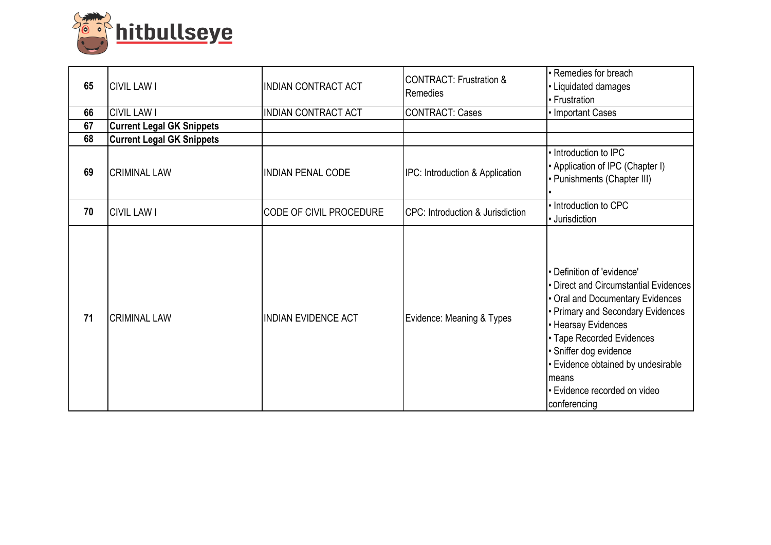| 65 | CIVIL LAW I | INDIAN CONTRACT ACT | CONTRACT: Frustration & Remedies | • Remedies for breach<br>• Liquidated damages<br>• Frustration |
|---|---|---|---|---|
| 66 | CIVIL LAW I | INDIAN CONTRACT ACT | CONTRACT: Cases | • Important Cases |
| 67 | **Current Legal GK Snippets** | | | |
| 68 | **Current Legal GK Snippets** | | | |
| 69 | CRIMINAL LAW | INDIAN PENAL CODE | IPC: Introduction & Application | • Introduction to IPC<br>• Application of IPC (Chapter I)<br>• Punishments (Chapter III)<br>• |
| 70 | CIVIL LAW I | CODE OF CIVIL PROCEDURE | CPC: Introduction & Jurisdiction | • Introduction to CPC<br>• Jurisdiction |
| 71 | CRIMINAL LAW | INDIAN EVIDENCE ACT | Evidence: Meaning & Types | • Definition of 'evidence'<br>• Direct and Circumstantial Evidences<br>• Oral and Documentary Evidences<br>• Primary and Secondary Evidences<br>• Hearsay Evidences<br>• Tape Recorded Evidences<br>• Sniffer dog evidence<br>• Evidence obtained by undesirable means<br>• Evidence recorded on video conferencing |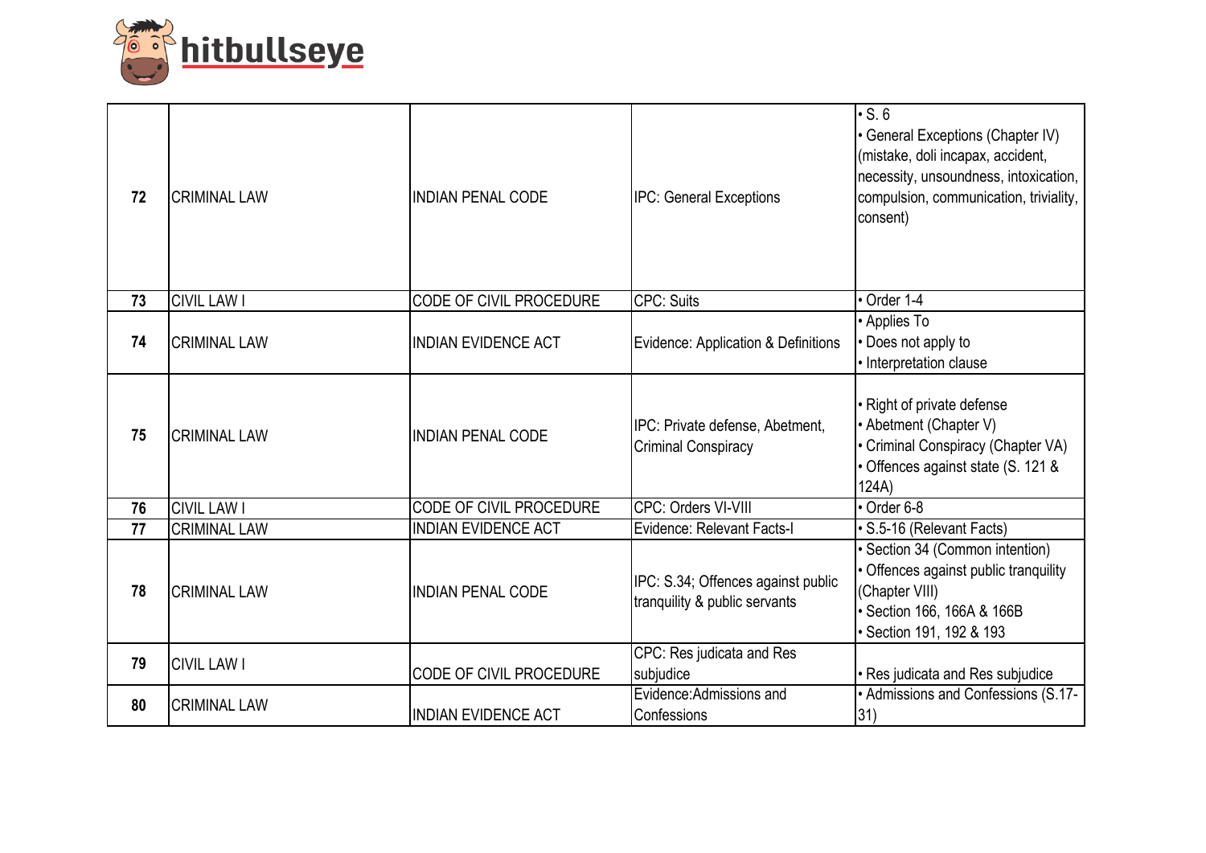| 72 | CRIMINAL LAW | INDIAN PENAL CODE | IPC: General Exceptions | • S. 6<br>• General Exceptions (Chapter IV) (mistake, doli incapax, accident, necessity, unsoundness, intoxication, compulsion, communication, triviality, consent) |
|---|---|---|---|---|
| 73 | CIVIL LAW I | CODE OF CIVIL PROCEDURE | CPC: Suits | • Order 1-4 |
| 74 | CRIMINAL LAW | INDIAN EVIDENCE ACT | Evidence: Application & Definitions | • Applies To<br>• Does not apply to<br>• Interpretation clause |
| 75 | CRIMINAL LAW | INDIAN PENAL CODE | IPC: Private defense, Abetment, Criminal Conspiracy | • Right of private defense<br>• Abetment (Chapter V)<br>• Criminal Conspiracy (Chapter VA)<br>• Offences against state (S. 121 & 124A) |
| 76 | CIVIL LAW I | CODE OF CIVIL PROCEDURE | CPC: Orders VI-VIII | • Order 6-8 |
| 77 | CRIMINAL LAW | INDIAN EVIDENCE ACT | Evidence: Relevant Facts-I | • S.5-16 (Relevant Facts) |
| 78 | CRIMINAL LAW | INDIAN PENAL CODE | IPC: S.34; Offences against public tranquility & public servants | • Section 34 (Common intention)<br>• Offences against public tranquility (Chapter VIII)<br>• Section 166, 166A & 166B<br>• Section 191, 192 & 193 |
| 79 | CIVIL LAW I | CODE OF CIVIL PROCEDURE | CPC: Res judicata and Res subjudice | • Res judicata and Res subjudice |
| 80 | CRIMINAL LAW | INDIAN EVIDENCE ACT | Evidence:Admissions and Confessions | • Admissions and Confessions (S.17-31) |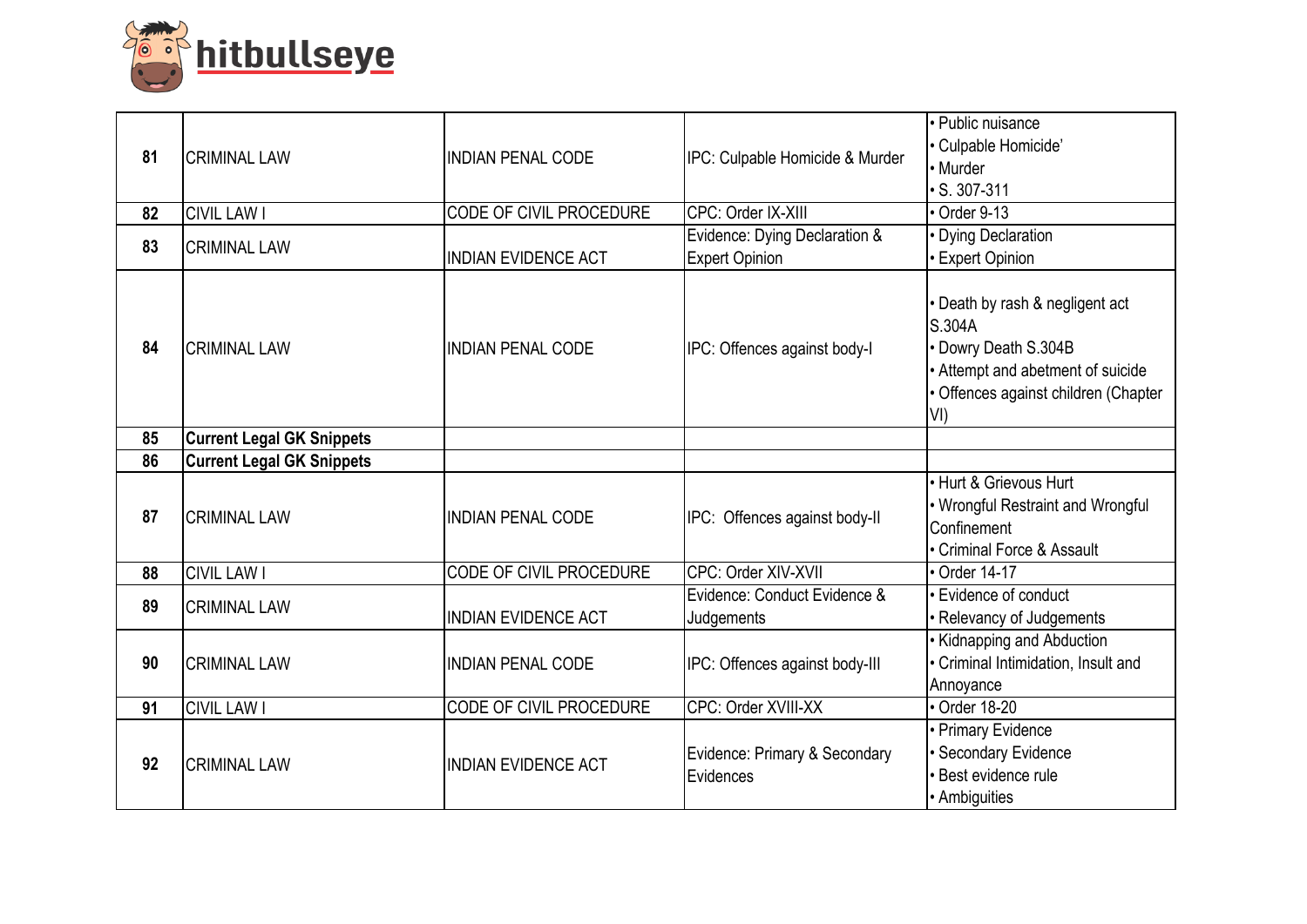| | | | | |
|---|---|---|---|---|
| **81** | CRIMINAL LAW | INDIAN PENAL CODE | IPC: Culpable Homicide & Murder | • Public nuisance<br>• Culpable Homicide'<br>• Murder<br>• S. 307-311 |
| **82** | CIVIL LAW I | CODE OF CIVIL PROCEDURE | CPC: Order IX-XIII | • Order 9-13 |
| **83** | CRIMINAL LAW | INDIAN EVIDENCE ACT | Evidence: Dying Declaration & Expert Opinion | • Dying Declaration<br>• Expert Opinion |
| **84** | CRIMINAL LAW | INDIAN PENAL CODE | IPC: Offences against body-I | • Death by rash & negligent act S.304A<br>• Dowry Death S.304B<br>• Attempt and abetment of suicide<br>• Offences against children (Chapter VI) |
| **85** | **Current Legal GK Snippets** | | | |
| **86** | **Current Legal GK Snippets** | | | |
| **87** | CRIMINAL LAW | INDIAN PENAL CODE | IPC: Offences against body-II | • Hurt & Grievous Hurt<br>• Wrongful Restraint and Wrongful Confinement<br>• Criminal Force & Assault |
| **88** | CIVIL LAW I | CODE OF CIVIL PROCEDURE | CPC: Order XIV-XVII | • Order 14-17 |
| **89** | CRIMINAL LAW | INDIAN EVIDENCE ACT | Evidence: Conduct Evidence & Judgements | • Evidence of conduct<br>• Relevancy of Judgements |
| **90** | CRIMINAL LAW | INDIAN PENAL CODE | IPC: Offences against body-III | • Kidnapping and Abduction<br>• Criminal Intimidation, Insult and Annoyance |
| **91** | CIVIL LAW I | CODE OF CIVIL PROCEDURE | CPC: Order XVIII-XX | • Order 18-20 |
| **92** | CRIMINAL LAW | INDIAN EVIDENCE ACT | Evidence: Primary & Secondary Evidences | • Primary Evidence<br>• Secondary Evidence<br>• Best evidence rule<br>• Ambiguities |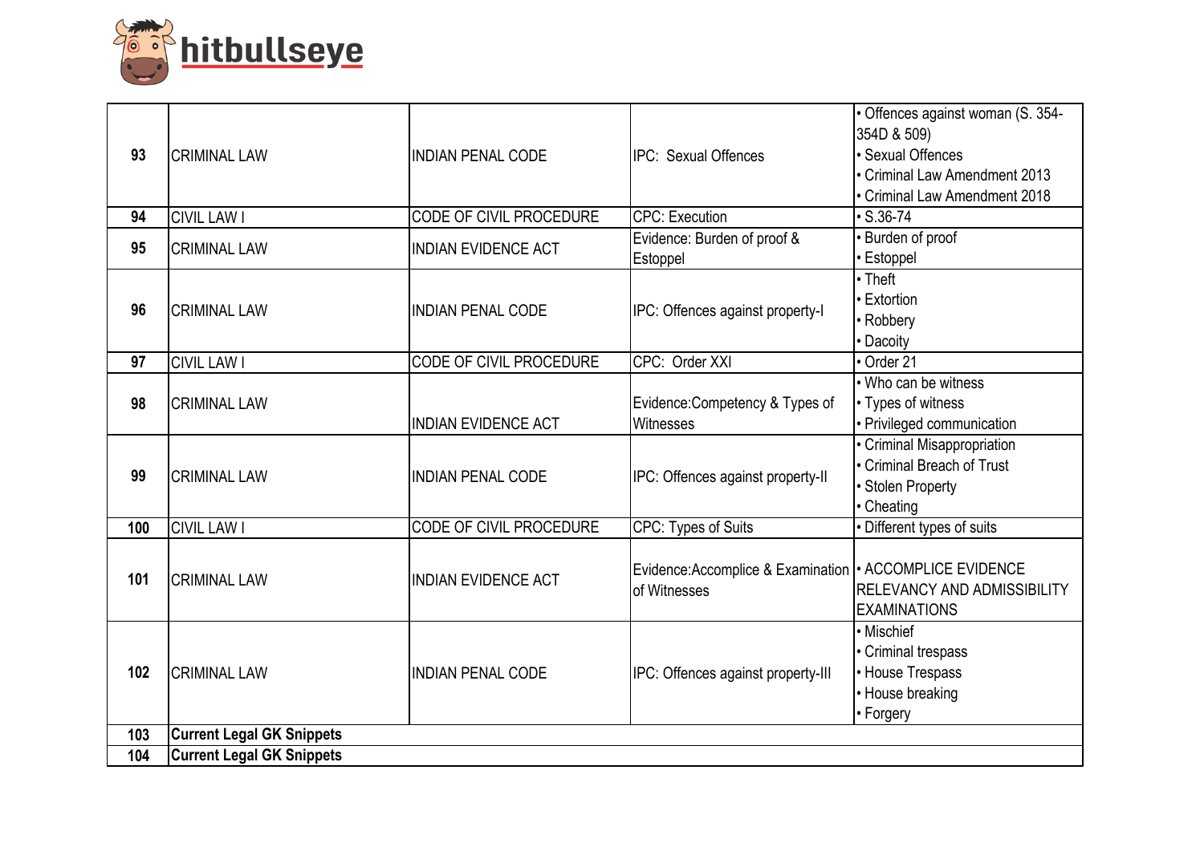| 93 | CRIMINAL LAW | INDIAN PENAL CODE | IPC: Sexual Offences | • Offences against woman (S. 354-354D & 509)<br>• Sexual Offences<br>• Criminal Law Amendment 2013<br>• Criminal Law Amendment 2018 |
|---|---|---|---|---|
| 94 | CIVIL LAW I | CODE OF CIVIL PROCEDURE | CPC: Execution | • S.36-74 |
| 95 | CRIMINAL LAW | INDIAN EVIDENCE ACT | Evidence: Burden of proof & Estoppel | • Burden of proof<br>• Estoppel |
| 96 | CRIMINAL LAW | INDIAN PENAL CODE | IPC: Offences against property-I | • Theft<br>• Extortion<br>• Robbery<br>• Dacoity |
| 97 | CIVIL LAW I | CODE OF CIVIL PROCEDURE | CPC: Order XXI | • Order 21 |
| 98 | CRIMINAL LAW | INDIAN EVIDENCE ACT | Evidence:Competency & Types of Witnesses | • Who can be witness<br>• Types of witness<br>• Privileged communication |
| 99 | CRIMINAL LAW | INDIAN PENAL CODE | IPC: Offences against property-II | • Criminal Misappropriation<br>• Criminal Breach of Trust<br>• Stolen Property<br>• Cheating |
| 100 | CIVIL LAW I | CODE OF CIVIL PROCEDURE | CPC: Types of Suits | • Different types of suits |
| 101 | CRIMINAL LAW | INDIAN EVIDENCE ACT | Evidence:Accomplice & Examination of Witnesses | • ACCOMPLICE EVIDENCE RELEVANCY AND ADMISSIBILITY EXAMINATIONS |
| 102 | CRIMINAL LAW | INDIAN PENAL CODE | IPC: Offences against property-III | • Mischief<br>• Criminal trespass<br>• House Trespass<br>• House breaking<br>• Forgery |
| 103 | **Current Legal GK Snippets** | | | |
| 104 | **Current Legal GK Snippets** | | | |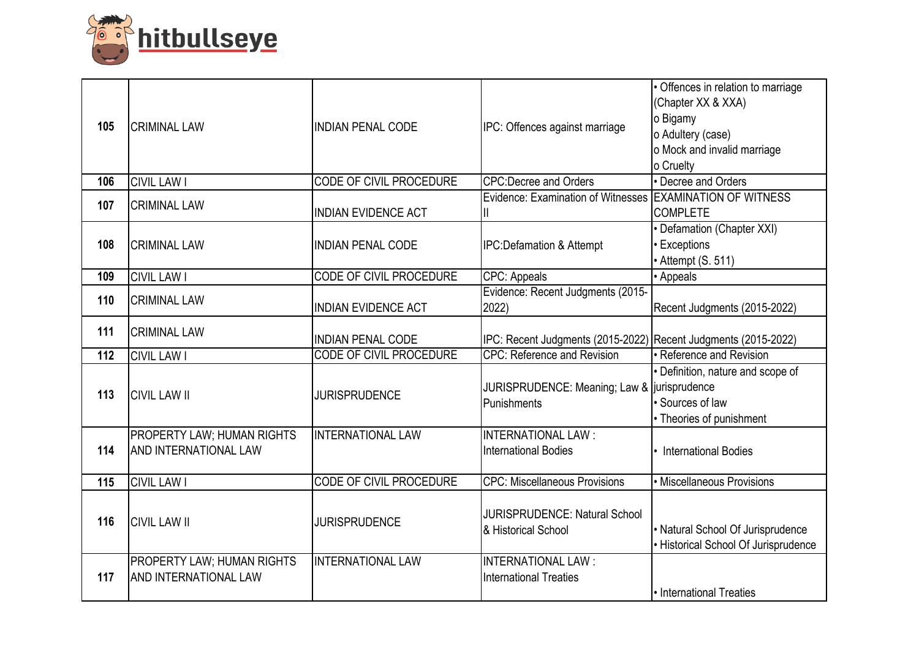| 105 | CRIMINAL LAW | INDIAN PENAL CODE | IPC: Offences against marriage | • Offences in relation to marriage (Chapter XX & XXA)<br>o Bigamy<br>o Adultery (case)<br>o Mock and invalid marriage<br>o Cruelty |
|---|---|---|---|---|
| 106 | CIVIL LAW I | CODE OF CIVIL PROCEDURE | CPC:Decree and Orders | • Decree and Orders |
| 107 | CRIMINAL LAW | INDIAN EVIDENCE ACT | Evidence: Examination of Witnesses II | EXAMINATION OF WITNESS COMPLETE |
| 108 | CRIMINAL LAW | INDIAN PENAL CODE | IPC:Defamation & Attempt | • Defamation (Chapter XXI)<br>• Exceptions<br>• Attempt (S. 511) |
| 109 | CIVIL LAW I | CODE OF CIVIL PROCEDURE | CPC: Appeals | • Appeals |
| 110 | CRIMINAL LAW | INDIAN EVIDENCE ACT | Evidence: Recent Judgments (2015-2022) | Recent Judgments (2015-2022) |
| 111 | CRIMINAL LAW | INDIAN PENAL CODE | IPC: Recent Judgments (2015-2022) | Recent Judgments (2015-2022) |
| 112 | CIVIL LAW I | CODE OF CIVIL PROCEDURE | CPC: Reference and Revision | • Reference and Revision |
| 113 | CIVIL LAW II | JURISPRUDENCE | JURISPRUDENCE: Meaning; Law & Punishments | • Definition, nature and scope of jurisprudence<br>• Sources of law<br>• Theories of punishment |
| 114 | PROPERTY LAW; HUMAN RIGHTS AND INTERNATIONAL LAW | INTERNATIONAL LAW | INTERNATIONAL LAW : International Bodies | • International Bodies |
| 115 | CIVIL LAW I | CODE OF CIVIL PROCEDURE | CPC: Miscellaneous Provisions | • Miscellaneous Provisions |
| 116 | CIVIL LAW II | JURISPRUDENCE | JURISPRUDENCE: Natural School & Historical School | • Natural School Of Jurisprudence<br>• Historical School Of Jurisprudence |
| 117 | PROPERTY LAW; HUMAN RIGHTS AND INTERNATIONAL LAW | INTERNATIONAL LAW | INTERNATIONAL LAW : International Treaties | • International Treaties |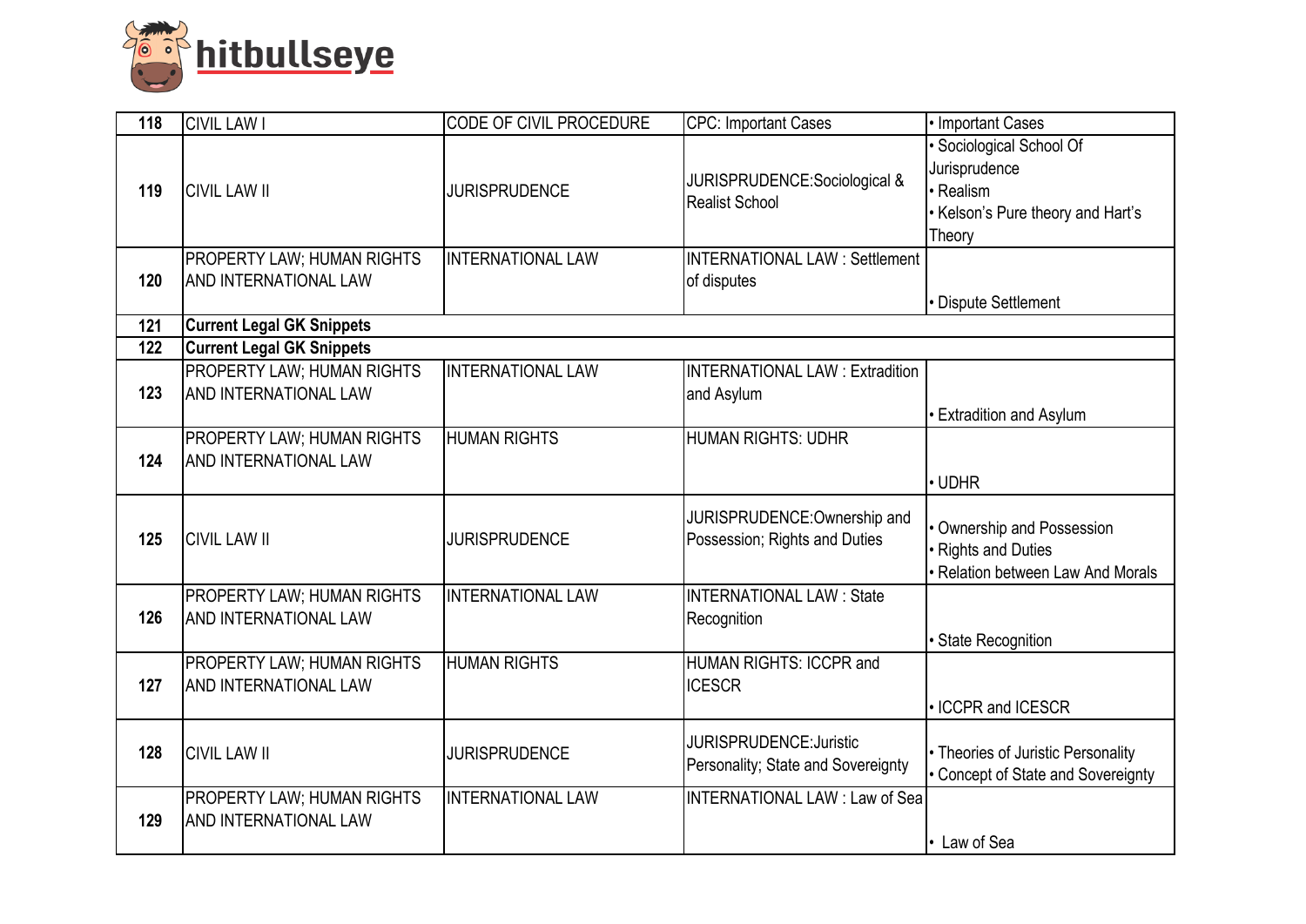| 118 | CIVIL LAW I | CODE OF CIVIL PROCEDURE | CPC: Important Cases | • Important Cases |
|---|---|---|---|---|
| 119 | CIVIL LAW II | JURISPRUDENCE | JURISPRUDENCE:Sociological & Realist School | • Sociological School Of Jurisprudence<br>• Realism<br>• Kelson's Pure theory and Hart's Theory |
| 120 | PROPERTY LAW; HUMAN RIGHTS AND INTERNATIONAL LAW | INTERNATIONAL LAW | INTERNATIONAL LAW : Settlement of disputes | • Dispute Settlement |
| 121 | **Current Legal GK Snippets** | | | |
| 122 | **Current Legal GK Snippets** | | | |
| 123 | PROPERTY LAW; HUMAN RIGHTS AND INTERNATIONAL LAW | INTERNATIONAL LAW | INTERNATIONAL LAW : Extradition and Asylum | • Extradition and Asylum |
| 124 | PROPERTY LAW; HUMAN RIGHTS AND INTERNATIONAL LAW | HUMAN RIGHTS | HUMAN RIGHTS: UDHR | • UDHR |
| 125 | CIVIL LAW II | JURISPRUDENCE | JURISPRUDENCE:Ownership and Possession; Rights and Duties | • Ownership and Possession<br>• Rights and Duties<br>• Relation between Law And Morals |
| 126 | PROPERTY LAW; HUMAN RIGHTS AND INTERNATIONAL LAW | INTERNATIONAL LAW | INTERNATIONAL LAW : State Recognition | • State Recognition |
| 127 | PROPERTY LAW; HUMAN RIGHTS AND INTERNATIONAL LAW | HUMAN RIGHTS | HUMAN RIGHTS: ICCPR and ICESCR | • ICCPR and ICESCR |
| 128 | CIVIL LAW II | JURISPRUDENCE | JURISPRUDENCE:Juristic Personality; State and Sovereignty | • Theories of Juristic Personality<br>• Concept of State and Sovereignty |
| 129 | PROPERTY LAW; HUMAN RIGHTS AND INTERNATIONAL LAW | INTERNATIONAL LAW | INTERNATIONAL LAW : Law of Sea | • Law of Sea |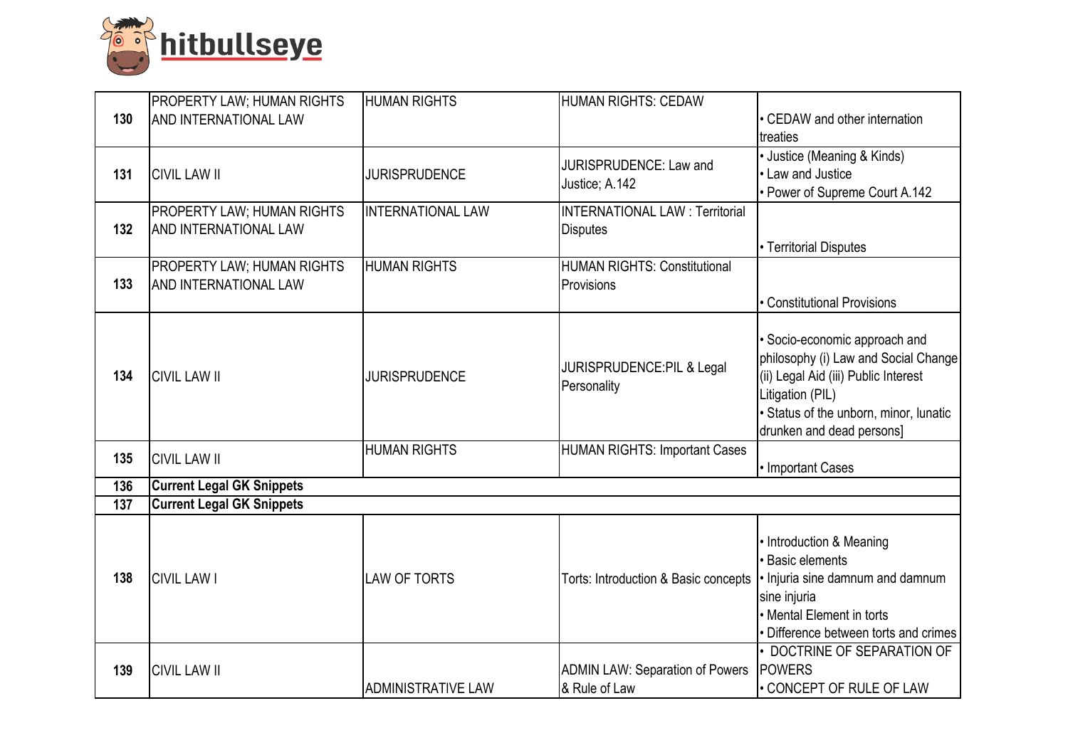| | | | | |
|---|---|---|---|---|
| 130 | PROPERTY LAW; HUMAN RIGHTS AND INTERNATIONAL LAW | HUMAN RIGHTS | HUMAN RIGHTS: CEDAW | • CEDAW and other internation treaties |
| 131 | CIVIL LAW II | JURISPRUDENCE | JURISPRUDENCE: Law and Justice; A.142 | • Justice (Meaning & Kinds)<br>• Law and Justice<br>• Power of Supreme Court A.142 |
| 132 | PROPERTY LAW; HUMAN RIGHTS AND INTERNATIONAL LAW | INTERNATIONAL LAW | INTERNATIONAL LAW : Territorial Disputes | • Territorial Disputes |
| 133 | PROPERTY LAW; HUMAN RIGHTS AND INTERNATIONAL LAW | HUMAN RIGHTS | HUMAN RIGHTS: Constitutional Provisions | • Constitutional Provisions |
| 134 | CIVIL LAW II | JURISPRUDENCE | JURISPRUDENCE:PIL & Legal Personality | • Socio-economic approach and philosophy (i) Law and Social Change (ii) Legal Aid (iii) Public Interest Litigation (PIL)<br>• Status of the unborn, minor, lunatic drunken and dead persons] |
| 135 | CIVIL LAW II | HUMAN RIGHTS | HUMAN RIGHTS: Important Cases | • Important Cases |
| 136 | **Current Legal GK Snippets** | | | |
| 137 | **Current Legal GK Snippets** | | | |
| 138 | CIVIL LAW I | LAW OF TORTS | Torts: Introduction & Basic concepts | • Introduction & Meaning<br>• Basic elements<br>• Injuria sine damnum and damnum sine injuria<br>• Mental Element in torts<br>• Difference between torts and crimes |
| 139 | CIVIL LAW II | ADMINISTRATIVE LAW | ADMIN LAW: Separation of Powers & Rule of Law | • DOCTRINE OF SEPARATION OF POWERS<br>• CONCEPT OF RULE OF LAW |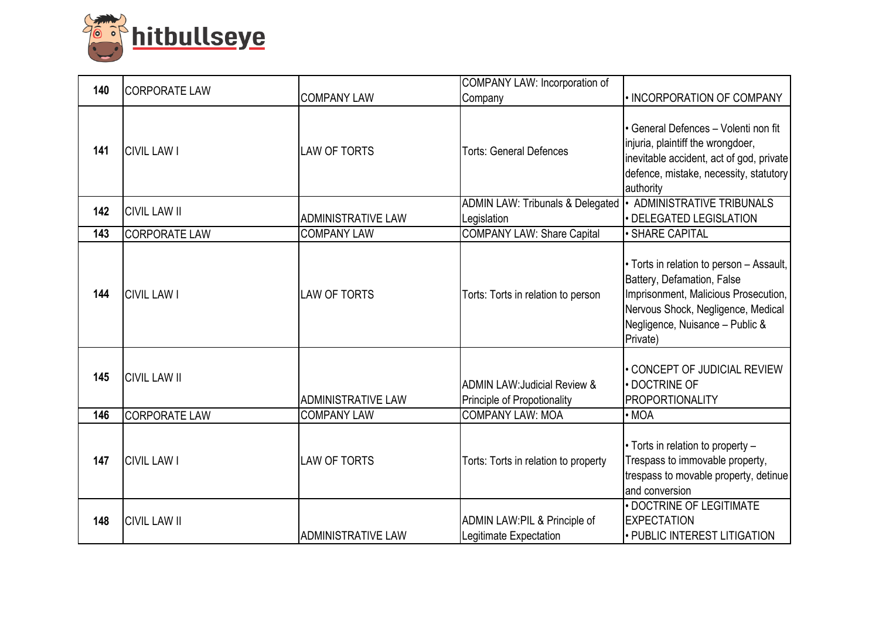| 140 | CORPORATE LAW | COMPANY LAW | COMPANY LAW: Incorporation of Company | • INCORPORATION OF COMPANY |
|---|---|---|---|---|
| 141 | CIVIL LAW I | LAW OF TORTS | Torts: General Defences | • General Defences – Volenti non fit injuria, plaintiff the wrongdoer, inevitable accident, act of god, private defence, mistake, necessity, statutory authority |
| 142 | CIVIL LAW II | ADMINISTRATIVE LAW | ADMIN LAW: Tribunals & Delegated Legislation | • ADMINISTRATIVE TRIBUNALS<br>• DELEGATED LEGISLATION |
| 143 | CORPORATE LAW | COMPANY LAW | COMPANY LAW: Share Capital | • SHARE CAPITAL |
| 144 | CIVIL LAW I | LAW OF TORTS | Torts: Torts in relation to person | • Torts in relation to person – Assault, Battery, Defamation, False Imprisonment, Malicious Prosecution, Nervous Shock, Negligence, Medical Negligence, Nuisance – Public & Private) |
| 145 | CIVIL LAW II | ADMINISTRATIVE LAW | ADMIN LAW:Judicial Review & Principle of Propotionality | • CONCEPT OF JUDICIAL REVIEW<br>• DOCTRINE OF PROPORTIONALITY |
| 146 | CORPORATE LAW | COMPANY LAW | COMPANY LAW: MOA | • MOA |
| 147 | CIVIL LAW I | LAW OF TORTS | Torts: Torts in relation to property | • Torts in relation to property – Trespass to immovable property, trespass to movable property, detinue and conversion |
| 148 | CIVIL LAW II | ADMINISTRATIVE LAW | ADMIN LAW:PIL & Principle of Legitimate Expectation | • DOCTRINE OF LEGITIMATE EXPECTATION<br>• PUBLIC INTEREST LITIGATION |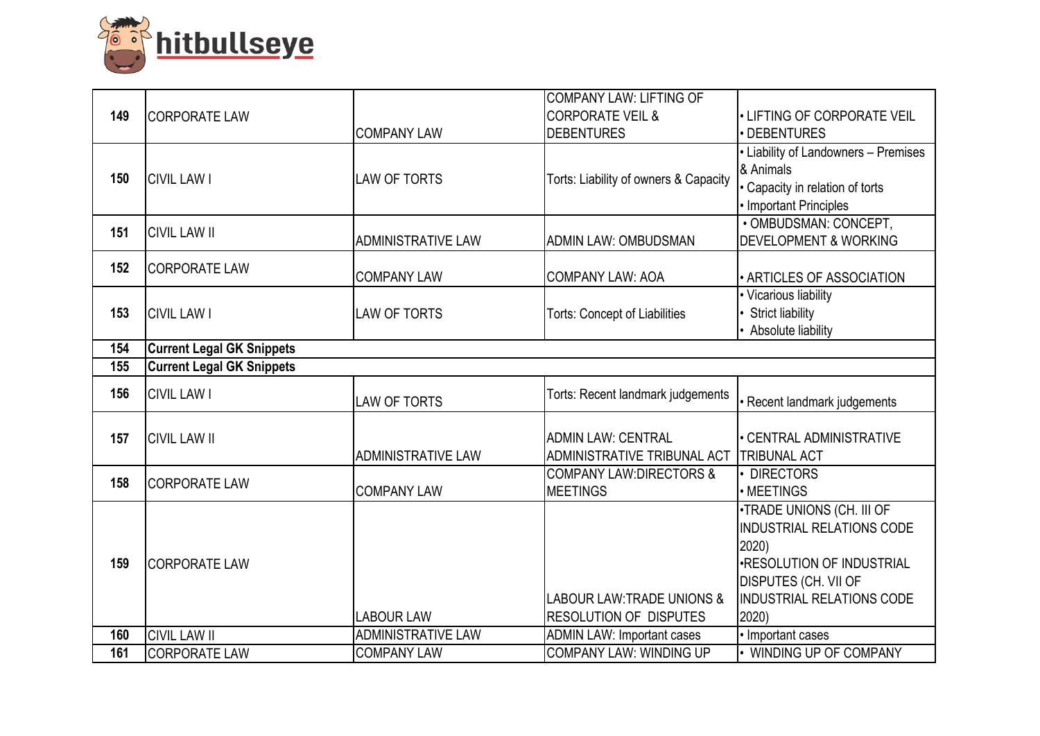| | | | | |
|---|---|---|---|---|
| 149 | CORPORATE LAW | COMPANY LAW | COMPANY LAW: LIFTING OF CORPORATE VEIL & DEBENTURES | • LIFTING OF CORPORATE VEIL<br>• DEBENTURES |
| 150 | CIVIL LAW I | LAW OF TORTS | Torts: Liability of owners & Capacity | • Liability of Landowners – Premises & Animals<br>• Capacity in relation of torts<br>• Important Principles |
| 151 | CIVIL LAW II | ADMINISTRATIVE LAW | ADMIN LAW: OMBUDSMAN | • OMBUDSMAN: CONCEPT, DEVELOPMENT & WORKING |
| 152 | CORPORATE LAW | COMPANY LAW | COMPANY LAW: AOA | • ARTICLES OF ASSOCIATION |
| 153 | CIVIL LAW I | LAW OF TORTS | Torts: Concept of Liabilities | • Vicarious liability<br>• Strict liability<br>• Absolute liability |
| 154 | **Current Legal GK Snippets** | | | |
| 155 | **Current Legal GK Snippets** | | | |
| 156 | CIVIL LAW I | LAW OF TORTS | Torts: Recent landmark judgements | • Recent landmark judgements |
| 157 | CIVIL LAW II | ADMINISTRATIVE LAW | ADMIN LAW: CENTRAL ADMINISTRATIVE TRIBUNAL ACT | • CENTRAL ADMINISTRATIVE TRIBUNAL ACT |
| 158 | CORPORATE LAW | COMPANY LAW | COMPANY LAW:DIRECTORS & MEETINGS | • DIRECTORS<br>• MEETINGS |
| 159 | CORPORATE LAW | LABOUR LAW | LABOUR LAW:TRADE UNIONS & RESOLUTION OF DISPUTES | •TRADE UNIONS (CH. III OF INDUSTRIAL RELATIONS CODE 2020)<br>•RESOLUTION OF INDUSTRIAL DISPUTES (CH. VII OF INDUSTRIAL RELATIONS CODE 2020) |
| 160 | CIVIL LAW II | ADMINISTRATIVE LAW | ADMIN LAW: Important cases | • Important cases |
| 161 | CORPORATE LAW | COMPANY LAW | COMPANY LAW: WINDING UP | • WINDING UP OF COMPANY |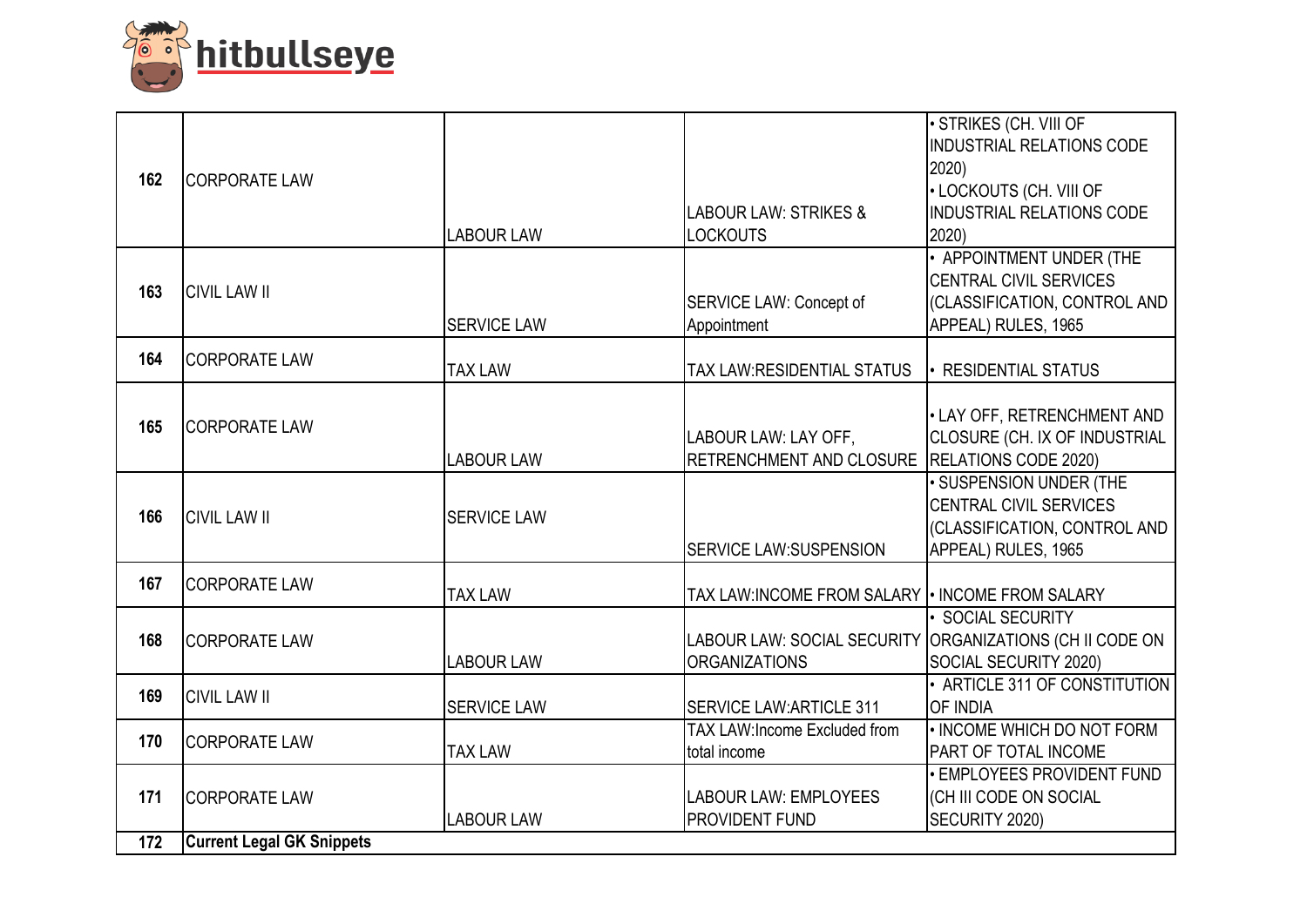| | | | | |
|---|---|---|---|---|
| 162 | CORPORATE LAW | LABOUR LAW | LABOUR LAW: STRIKES & LOCKOUTS | • STRIKES (CH. VIII OF INDUSTRIAL RELATIONS CODE 2020)<br>• LOCKOUTS (CH. VIII OF INDUSTRIAL RELATIONS CODE 2020) |
| 163 | CIVIL LAW II | SERVICE LAW | SERVICE LAW: Concept of Appointment | • APPOINTMENT UNDER (THE CENTRAL CIVIL SERVICES (CLASSIFICATION, CONTROL AND APPEAL) RULES, 1965 |
| 164 | CORPORATE LAW | TAX LAW | TAX LAW:RESIDENTIAL STATUS | • RESIDENTIAL STATUS |
| 165 | CORPORATE LAW | LABOUR LAW | LABOUR LAW: LAY OFF, RETRENCHMENT AND CLOSURE | • LAY OFF, RETRENCHMENT AND CLOSURE (CH. IX OF INDUSTRIAL RELATIONS CODE 2020) |
| 166 | CIVIL LAW II | SERVICE LAW | SERVICE LAW:SUSPENSION | • SUSPENSION UNDER (THE CENTRAL CIVIL SERVICES (CLASSIFICATION, CONTROL AND APPEAL) RULES, 1965 |
| 167 | CORPORATE LAW | TAX LAW | TAX LAW:INCOME FROM SALARY | • INCOME FROM SALARY |
| 168 | CORPORATE LAW | LABOUR LAW | LABOUR LAW: SOCIAL SECURITY ORGANIZATIONS | • SOCIAL SECURITY ORGANIZATIONS (CH II CODE ON SOCIAL SECURITY 2020) |
| 169 | CIVIL LAW II | SERVICE LAW | SERVICE LAW:ARTICLE 311 | • ARTICLE 311 OF CONSTITUTION OF INDIA |
| 170 | CORPORATE LAW | TAX LAW | TAX LAW:Income Excluded from total income | • INCOME WHICH DO NOT FORM PART OF TOTAL INCOME |
| 171 | CORPORATE LAW | LABOUR LAW | LABOUR LAW: EMPLOYEES PROVIDENT FUND | • EMPLOYEES PROVIDENT FUND (CH III CODE ON SOCIAL SECURITY 2020) |
| **172** | **Current Legal GK Snippets** | | | |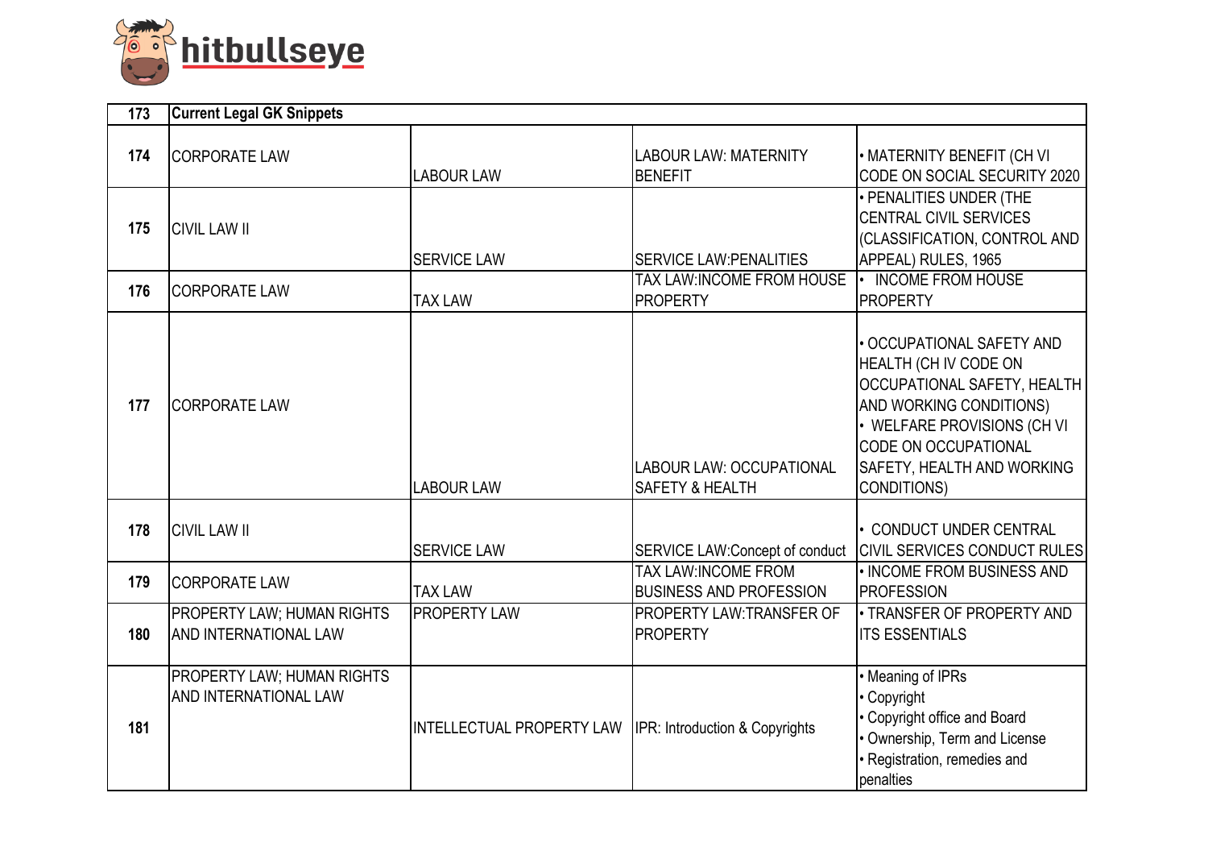| 173 | Current Legal GK Snippets | | | |
|---|---|---|---|---|
| 174 | CORPORATE LAW | LABOUR LAW | LABOUR LAW: MATERNITY BENEFIT | • MATERNITY BENEFIT (CH VI CODE ON SOCIAL SECURITY 2020 |
| 175 | CIVIL LAW II | SERVICE LAW | SERVICE LAW:PENALITIES | • PENALITIES UNDER (THE CENTRAL CIVIL SERVICES (CLASSIFICATION, CONTROL AND APPEAL) RULES, 1965 |
| 176 | CORPORATE LAW | TAX LAW | TAX LAW:INCOME FROM HOUSE PROPERTY | • INCOME FROM HOUSE PROPERTY |
| 177 | CORPORATE LAW | LABOUR LAW | LABOUR LAW: OCCUPATIONAL SAFETY & HEALTH | • OCCUPATIONAL SAFETY AND HEALTH (CH IV CODE ON OCCUPATIONAL SAFETY, HEALTH AND WORKING CONDITIONS)<br>• WELFARE PROVISIONS (CH VI CODE ON OCCUPATIONAL SAFETY, HEALTH AND WORKING CONDITIONS) |
| 178 | CIVIL LAW II | SERVICE LAW | SERVICE LAW:Concept of conduct | • CONDUCT UNDER CENTRAL CIVIL SERVICES CONDUCT RULES |
| 179 | CORPORATE LAW | TAX LAW | TAX LAW:INCOME FROM BUSINESS AND PROFESSION | • INCOME FROM BUSINESS AND PROFESSION |
| 180 | PROPERTY LAW; HUMAN RIGHTS AND INTERNATIONAL LAW | PROPERTY LAW | PROPERTY LAW:TRANSFER OF PROPERTY | • TRANSFER OF PROPERTY AND ITS ESSENTIALS |
| 181 | PROPERTY LAW; HUMAN RIGHTS AND INTERNATIONAL LAW | INTELLECTUAL PROPERTY LAW | IPR: Introduction & Copyrights | • Meaning of IPRs<br>• Copyright<br>• Copyright office and Board<br>• Ownership, Term and License<br>• Registration, remedies and penalties |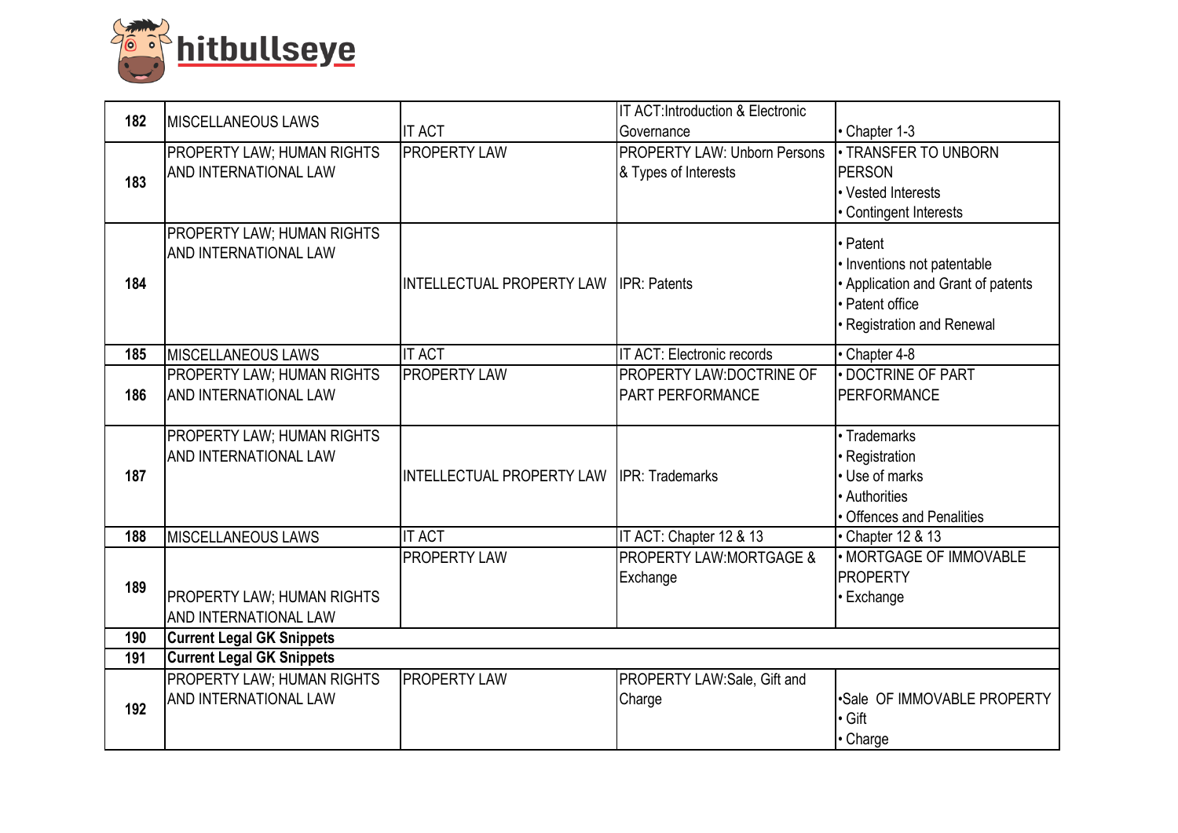| 182 | MISCELLANEOUS LAWS | IT ACT | IT ACT:Introduction & Electronic Governance | • Chapter 1-3 |
|---|---|---|---|---|
| 183 | PROPERTY LAW; HUMAN RIGHTS AND INTERNATIONAL LAW | PROPERTY LAW | PROPERTY LAW: Unborn Persons & Types of Interests | • TRANSFER TO UNBORN PERSON<br>• Vested Interests<br>• Contingent Interests |
| 184 | PROPERTY LAW; HUMAN RIGHTS AND INTERNATIONAL LAW | INTELLECTUAL PROPERTY LAW | IPR: Patents | • Patent<br>• Inventions not patentable<br>• Application and Grant of patents<br>• Patent office<br>• Registration and Renewal |
| 185 | MISCELLANEOUS LAWS | IT ACT | IT ACT: Electronic records | • Chapter 4-8 |
| 186 | PROPERTY LAW; HUMAN RIGHTS AND INTERNATIONAL LAW | PROPERTY LAW | PROPERTY LAW:DOCTRINE OF PART PERFORMANCE | • DOCTRINE OF PART PERFORMANCE |
| 187 | PROPERTY LAW; HUMAN RIGHTS AND INTERNATIONAL LAW | INTELLECTUAL PROPERTY LAW | IPR: Trademarks | • Trademarks<br>• Registration<br>• Use of marks<br>• Authorities<br>• Offences and Penalities |
| 188 | MISCELLANEOUS LAWS | IT ACT | IT ACT: Chapter 12 & 13 | • Chapter 12 & 13 |
| 189 | PROPERTY LAW; HUMAN RIGHTS AND INTERNATIONAL LAW | PROPERTY LAW | PROPERTY LAW:MORTGAGE & Exchange | • MORTGAGE OF IMMOVABLE PROPERTY<br>• Exchange |
| 190 | **Current Legal GK Snippets** | | | |
| 191 | **Current Legal GK Snippets** | | | |
| 192 | PROPERTY LAW; HUMAN RIGHTS AND INTERNATIONAL LAW | PROPERTY LAW | PROPERTY LAW:Sale, Gift and Charge | •Sale OF IMMOVABLE PROPERTY<br>• Gift<br>• Charge |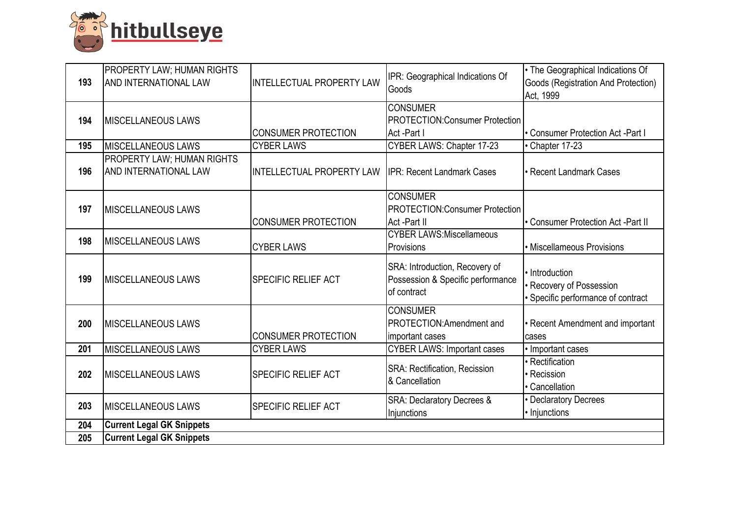| | | | | |
|---|---|---|---|---|
| 193 | PROPERTY LAW; HUMAN RIGHTS AND INTERNATIONAL LAW | INTELLECTUAL PROPERTY LAW | IPR: Geographical Indications Of Goods | • The Geographical Indications Of Goods (Registration And Protection) Act, 1999 |
| 194 | MISCELLANEOUS LAWS | CONSUMER PROTECTION | CONSUMER PROTECTION:Consumer Protection Act -Part I | • Consumer Protection Act -Part I |
| 195 | MISCELLANEOUS LAWS | CYBER LAWS | CYBER LAWS: Chapter 17-23 | • Chapter 17-23 |
| 196 | PROPERTY LAW; HUMAN RIGHTS AND INTERNATIONAL LAW | INTELLECTUAL PROPERTY LAW | IPR: Recent Landmark Cases | • Recent Landmark Cases |
| 197 | MISCELLANEOUS LAWS | CONSUMER PROTECTION | CONSUMER PROTECTION:Consumer Protection Act -Part II | • Consumer Protection Act -Part II |
| 198 | MISCELLANEOUS LAWS | CYBER LAWS | CYBER LAWS:Miscellameous Provisions | • Miscellameous Provisions |
| 199 | MISCELLANEOUS LAWS | SPECIFIC RELIEF ACT | SRA: Introduction, Recovery of Possession & Specific performance of contract | • Introduction<br>• Recovery of Possession<br>• Specific performance of contract |
| 200 | MISCELLANEOUS LAWS | CONSUMER PROTECTION | CONSUMER PROTECTION:Amendment and important cases | • Recent Amendment and important cases |
| 201 | MISCELLANEOUS LAWS | CYBER LAWS | CYBER LAWS: Important cases | • Important cases |
| 202 | MISCELLANEOUS LAWS | SPECIFIC RELIEF ACT | SRA: Rectification, Recission & Cancellation | • Rectification<br>• Recission<br>• Cancellation |
| 203 | MISCELLANEOUS LAWS | SPECIFIC RELIEF ACT | SRA: Declaratory Decrees & Injunctions | • Declaratory Decrees<br>• Injunctions |
| 204 | **Current Legal GK Snippets** | | | |
| 205 | **Current Legal GK Snippets** | | | |